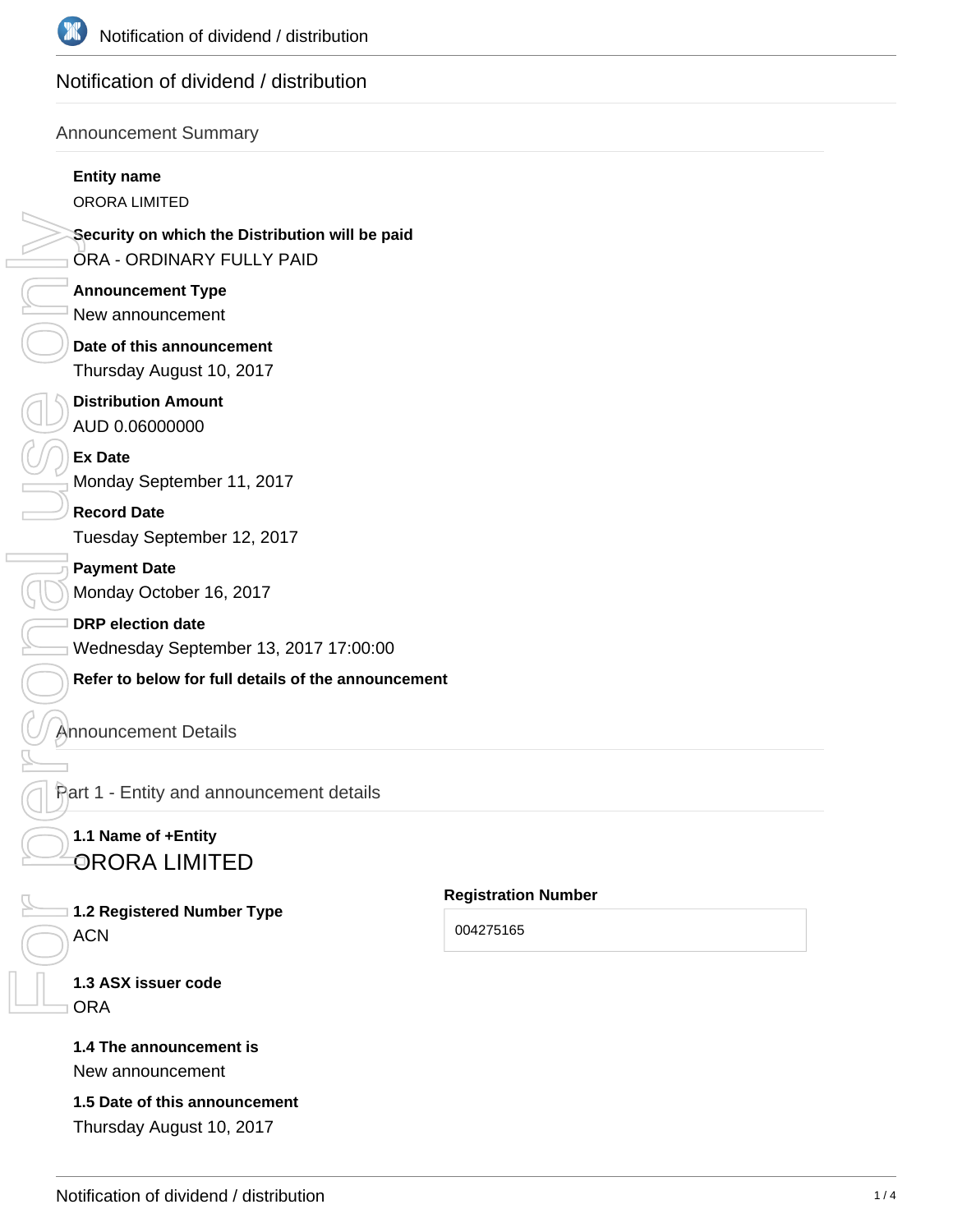# Notification of dividend / distribution

## Announcement Summary

**Entity name**

ORORA LIMITED

**Security on which the Distribution will be paid**

ORA - ORDINARY FULLY PAID

**Announcement Type**

New announcement

**Date of this announcement**

Thursday August 10, 2017

**Distribution Amount**

AUD 0.06000000

**Ex Date**

Monday September 11, 2017

**Record Date**

Tuesday September 12, 2017

**Payment Date**

Monday October 16, 2017

**DRP election date**

Wednesday September 13, 2017 17:00:00

**Refer to below for full details of the announcement**

## Announcement Details

### Part 1 - Entity and announcement details

**1.1 Name of +Entity**

ORORA LIMITED

**1.2 Registered Number Type**

ACN

**Registration Number**

004275165

**1.3 ASX issuer code**

ORA

**1.4 The announcement is**

New announcement

**1.5 Date of this announcement**

Thursday August 10, 2017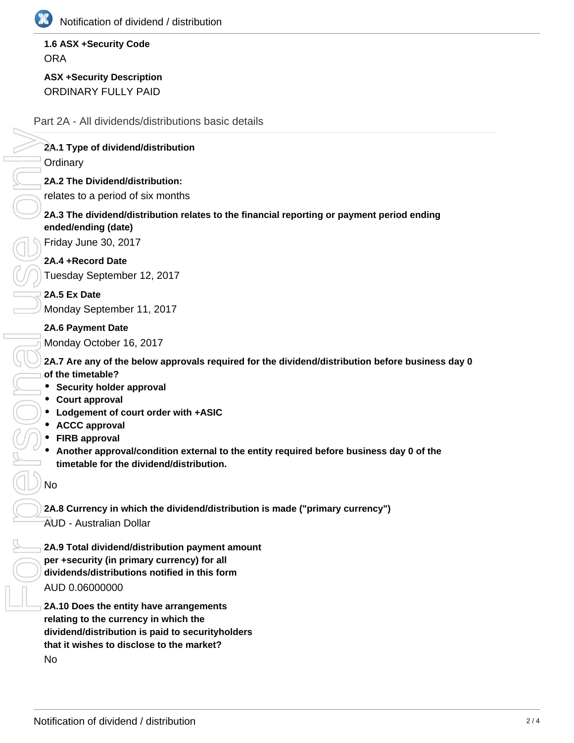**1.6 ASX +Security Code**
ORA

**ASX +Security Description**
ORDINARY FULLY PAID

## Part 2A - All dividends/distributions basic details

**2A.1 Type of dividend/distribution**
Ordinary

**2A.2 The Dividend/distribution:**
relates to a period of six months

**2A.3 The dividend/distribution relates to the financial reporting or payment period ending ended/ending (date)**
Friday June 30, 2017

**2A.4 +Record Date**
Tuesday September 12, 2017

**2A.5 Ex Date**
Monday September 11, 2017

**2A.6 Payment Date**
Monday October 16, 2017

**2A.7 Are any of the below approvals required for the dividend/distribution before business day 0 of the timetable?**

- **Security holder approval**
- **Court approval**
- **Lodgement of court order with +ASIC**
- **ACCC approval**
- **FIRB approval**
- **Another approval/condition external to the entity required before business day 0 of the timetable for the dividend/distribution.**

No

**2A.8 Currency in which the dividend/distribution is made ("primary currency")**
AUD - Australian Dollar

**2A.9 Total dividend/distribution payment amount per +security (in primary currency) for all dividends/distributions notified in this form**
AUD 0.06000000

**2A.10 Does the entity have arrangements relating to the currency in which the dividend/distribution is paid to securityholders that it wishes to disclose to the market?**
No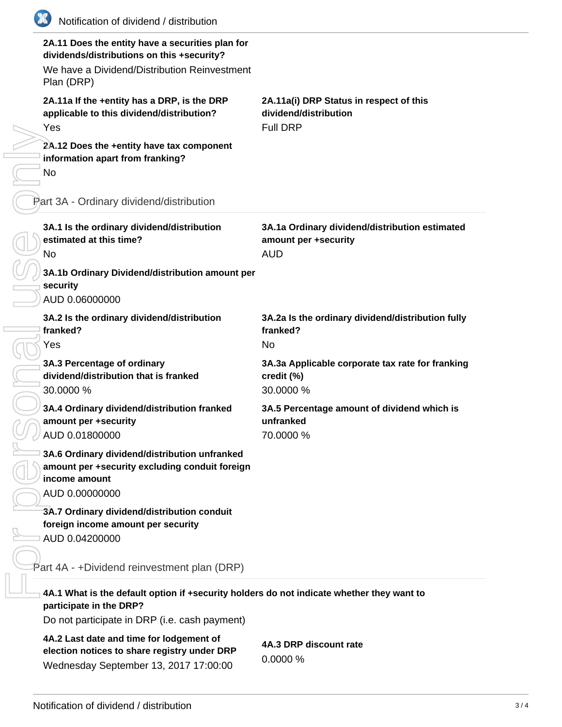**2A.11 Does the entity have a securities plan for dividends/distributions on this +security?**

We have a Dividend/Distribution Reinvestment Plan (DRP)

**2A.11a If the +entity has a DRP, is the DRP applicable to this dividend/distribution?**

Yes

**2A.11a(i) DRP Status in respect of this dividend/distribution**

Full DRP

**2A.12 Does the +entity have tax component information apart from franking?**

No

## Part 3A - Ordinary dividend/distribution

**3A.1 Is the ordinary dividend/distribution estimated at this time?**

No

**3A.1a Ordinary dividend/distribution estimated amount per +security**

AUD

**3A.1b Ordinary Dividend/distribution amount per security**

AUD 0.06000000

**3A.2 Is the ordinary dividend/distribution franked?**

Yes

**3A.2a Is the ordinary dividend/distribution fully franked?**

No

**3A.3 Percentage of ordinary dividend/distribution that is franked**

30.0000 %

**3A.3a Applicable corporate tax rate for franking credit (%)**

30.0000 %

**3A.4 Ordinary dividend/distribution franked amount per +security**

AUD 0.01800000

**3A.5 Percentage amount of dividend which is unfranked**

70.0000 %

**3A.6 Ordinary dividend/distribution unfranked amount per +security excluding conduit foreign income amount**

AUD 0.00000000

**3A.7 Ordinary dividend/distribution conduit foreign income amount per security**

AUD 0.04200000

## Part 4A - +Dividend reinvestment plan (DRP)

**4A.1 What is the default option if +security holders do not indicate whether they want to participate in the DRP?**

Do not participate in DRP (i.e. cash payment)

**4A.2 Last date and time for lodgement of election notices to share registry under DRP**

Wednesday September 13, 2017 17:00:00

**4A.3 DRP discount rate**

0.0000 %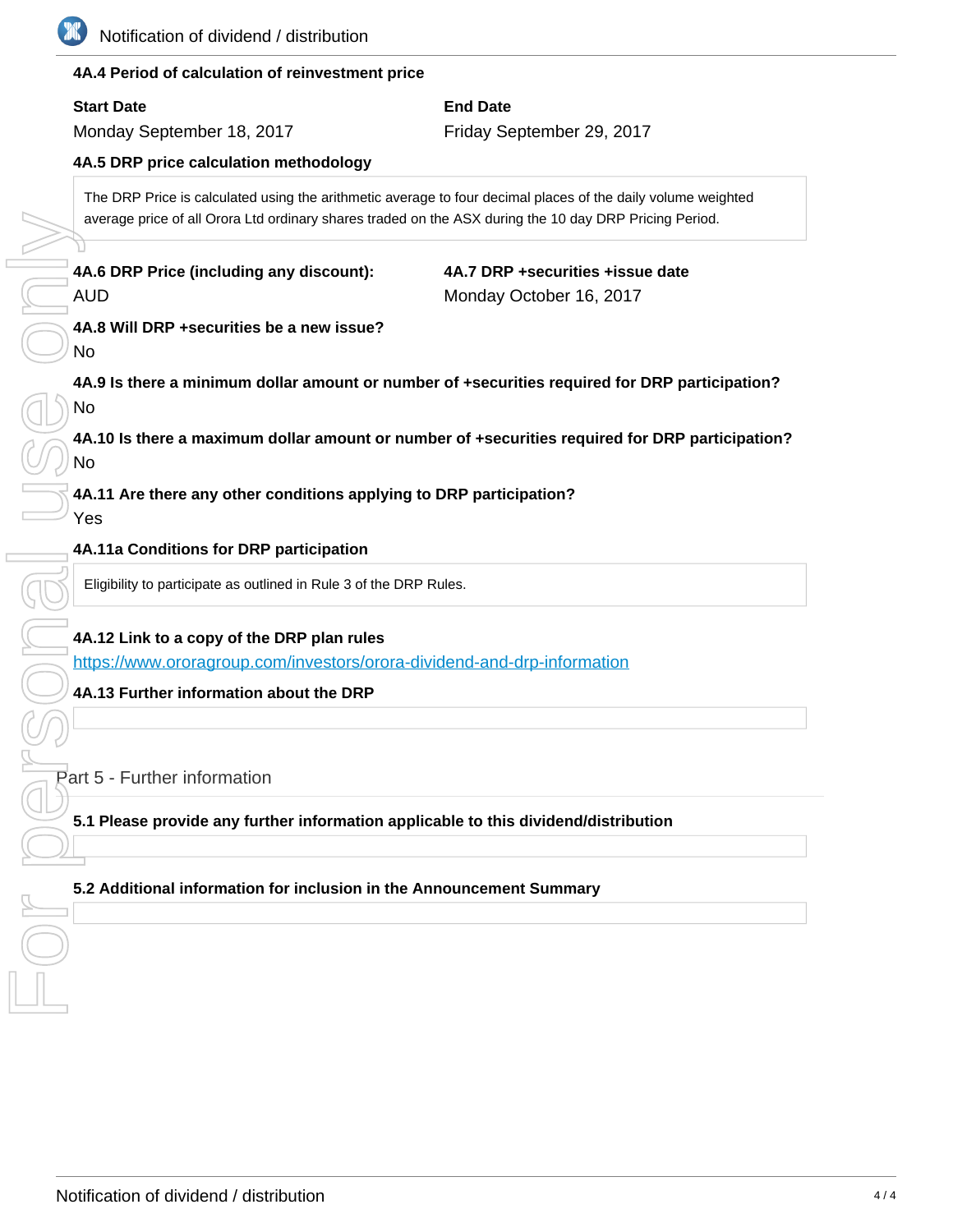#### 4A.4 Period of calculation of reinvestment price

**Start Date**

Monday September 18, 2017

**End Date**

Friday September 29, 2017

#### 4A.5 DRP price calculation methodology

The DRP Price is calculated using the arithmetic average to four decimal places of the daily volume weighted average price of all Orora Ltd ordinary shares traded on the ASX during the 10 day DRP Pricing Period.

#### 4A.6 DRP Price (including any discount):

AUD

#### 4A.7 DRP +securities +issue date

Monday October 16, 2017

#### 4A.8 Will DRP +securities be a new issue?

No

#### 4A.9 Is there a minimum dollar amount or number of +securities required for DRP participation?

No

#### 4A.10 Is there a maximum dollar amount or number of +securities required for DRP participation?

No

#### 4A.11 Are there any other conditions applying to DRP participation?

Yes

#### 4A.11a Conditions for DRP participation

Eligibility to participate as outlined in Rule 3 of the DRP Rules.

#### 4A.12 Link to a copy of the DRP plan rules

https://www.ororagroup.com/investors/orora-dividend-and-drp-information

#### 4A.13 Further information about the DRP

## Part 5 - Further information

#### 5.1 Please provide any further information applicable to this dividend/distribution

#### 5.2 Additional information for inclusion in the Announcement Summary